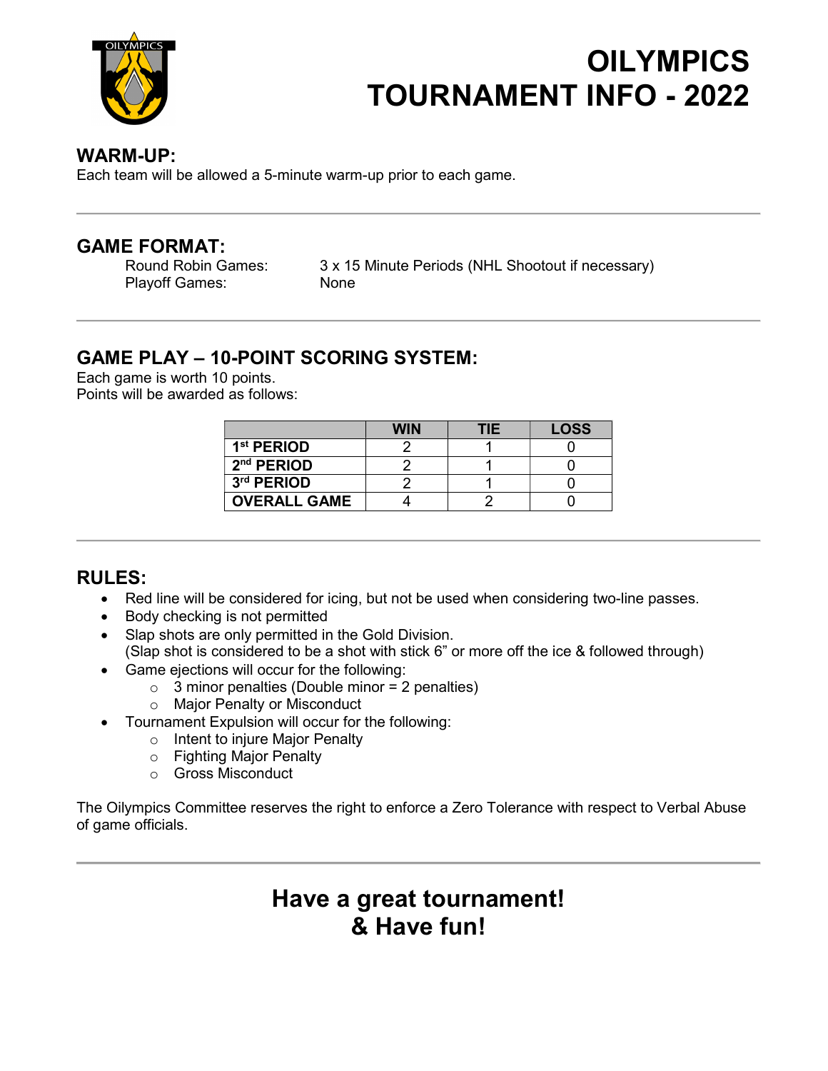# OILYMPICS TOURNAMENT INFO - 2022

## WARM-UP:

Each team will be allowed a 5-minute warm-up prior to each game.

---

## GAME FORMAT:

Round Robin Games: 3 x 15 Minute Periods (NHL Shootout if necessary)
Playoff Games: None

---

## GAME PLAY – 10-POINT SCORING SYSTEM:

Each game is worth 10 points.
Points will be awarded as follows:

| | WIN | TIE | LOSS |
|---|---|---|---|
| **1st PERIOD** | 2 | 1 | 0 |
| **2nd PERIOD** | 2 | 1 | 0 |
| **3rd PERIOD** | 2 | 1 | 0 |
| **OVERALL GAME** | 4 | 2 | 0 |

---

## RULES:

- Red line will be considered for icing, but not be used when considering two-line passes.
- Body checking is not permitted
- Slap shots are only permitted in the Gold Division.
  (Slap shot is considered to be a shot with stick 6” or more off the ice & followed through)
- Game ejections will occur for the following:
  - 3 minor penalties (Double minor = 2 penalties)
  - Major Penalty or Misconduct
- Tournament Expulsion will occur for the following:
  - Intent to injure Major Penalty
  - Fighting Major Penalty
  - Gross Misconduct

The Oilympics Committee reserves the right to enforce a Zero Tolerance with respect to Verbal Abuse of game officials.

---

## Have a great tournament!
## & Have fun!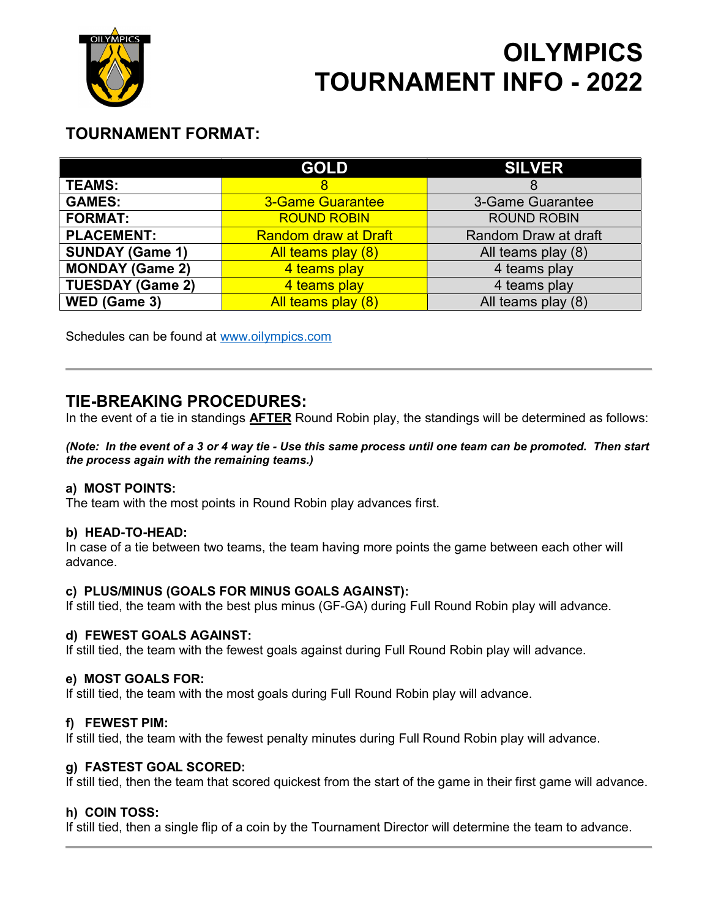# OILYMPICS TOURNAMENT INFO - 2022

## TOURNAMENT FORMAT:

| | GOLD | SILVER |
|---|---|---|
| **TEAMS:** | 8 | 8 |
| **GAMES:** | 3-Game Guarantee | 3-Game Guarantee |
| **FORMAT:** | ROUND ROBIN | ROUND ROBIN |
| **PLACEMENT:** | Random draw at Draft | Random Draw at draft |
| **SUNDAY (Game 1)** | All teams play (8) | All teams play (8) |
| **MONDAY (Game 2)** | 4 teams play | 4 teams play |
| **TUESDAY (Game 2)** | 4 teams play | 4 teams play |
| **WED (Game 3)** | All teams play (8) | All teams play (8) |

Schedules can be found at www.oilympics.com

---

## TIE-BREAKING PROCEDURES:

In the event of a tie in standings **AFTER** Round Robin play, the standings will be determined as follows:

***(Note: In the event of a 3 or 4 way tie - Use this same process until one team can be promoted. Then start the process again with the remaining teams.)***

**a) MOST POINTS:**
The team with the most points in Round Robin play advances first.

**b) HEAD-TO-HEAD:**
In case of a tie between two teams, the team having more points the game between each other will advance.

**c) PLUS/MINUS (GOALS FOR MINUS GOALS AGAINST):**
If still tied, the team with the best plus minus (GF-GA) during Full Round Robin play will advance.

**d) FEWEST GOALS AGAINST:**
If still tied, the team with the fewest goals against during Full Round Robin play will advance.

**e) MOST GOALS FOR:**
If still tied, the team with the most goals during Full Round Robin play will advance.

**f) FEWEST PIM:**
If still tied, the team with the fewest penalty minutes during Full Round Robin play will advance.

**g) FASTEST GOAL SCORED:**
If still tied, then the team that scored quickest from the start of the game in their first game will advance.

**h) COIN TOSS:**
If still tied, then a single flip of a coin by the Tournament Director will determine the team to advance.